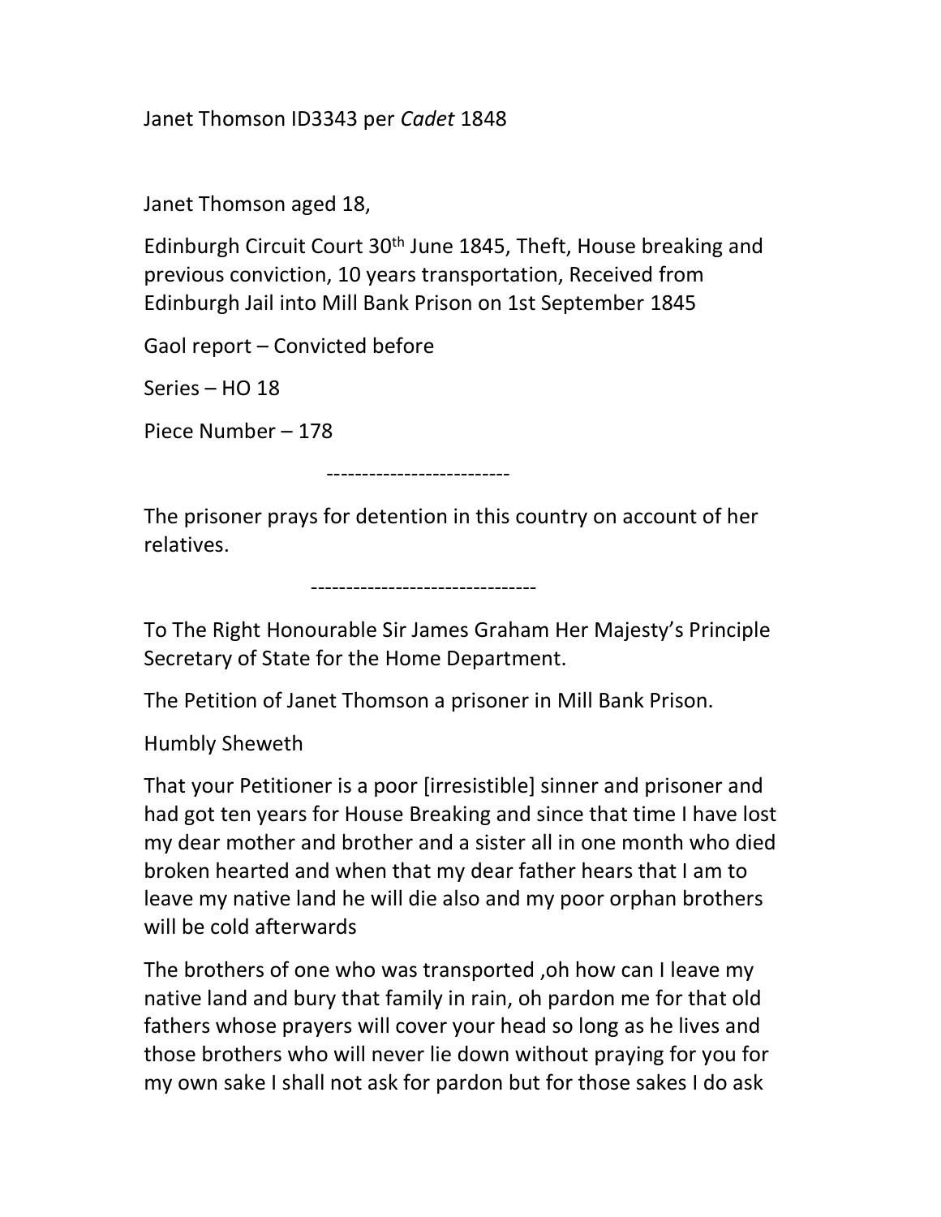Janet Thomson ID3343 per *Cadet* 1848

Janet Thomson aged 18,

Edinburgh Circuit Court 30th June 1845, Theft, House breaking and previous conviction, 10 years transportation, Received from Edinburgh Jail into Mill Bank Prison on 1st September 1845

Gaol report – Convicted before

Series – HO 18

Piece Number – 178

--------------------------

The prisoner prays for detention in this country on account of her relatives.

--------------------------------

To The Right Honourable Sir James Graham Her Majesty's Principle Secretary of State for the Home Department.

The Petition of Janet Thomson a prisoner in Mill Bank Prison.

Humbly Sheweth

That your Petitioner is a poor [irresistible] sinner and prisoner and had got ten years for House Breaking and since that time I have lost my dear mother and brother and a sister all in one month who died broken hearted and when that my dear father hears that I am to leave my native land he will die also and my poor orphan brothers will be cold afterwards

The brothers of one who was transported ,oh how can I leave my native land and bury that family in rain, oh pardon me for that old fathers whose prayers will cover your head so long as he lives and those brothers who will never lie down without praying for you for my own sake I shall not ask for pardon but for those sakes I do ask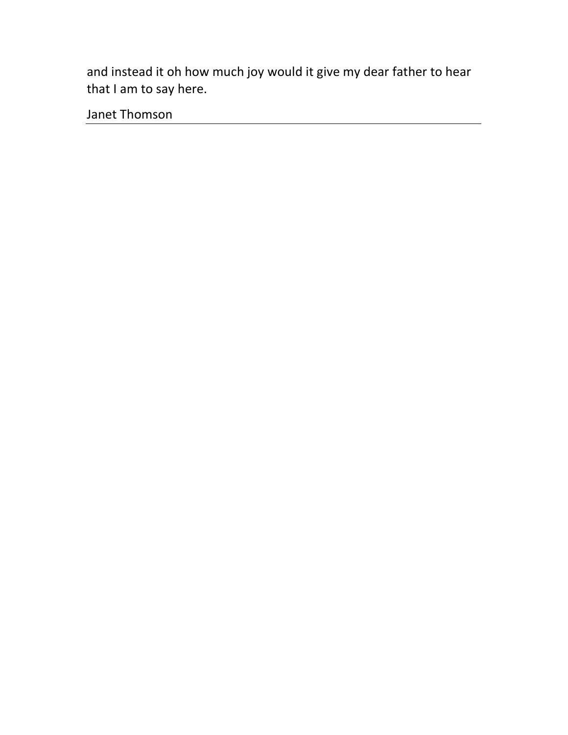and instead it oh how much joy would it give my dear father to hear that I am to say here.

Janet Thomson

---